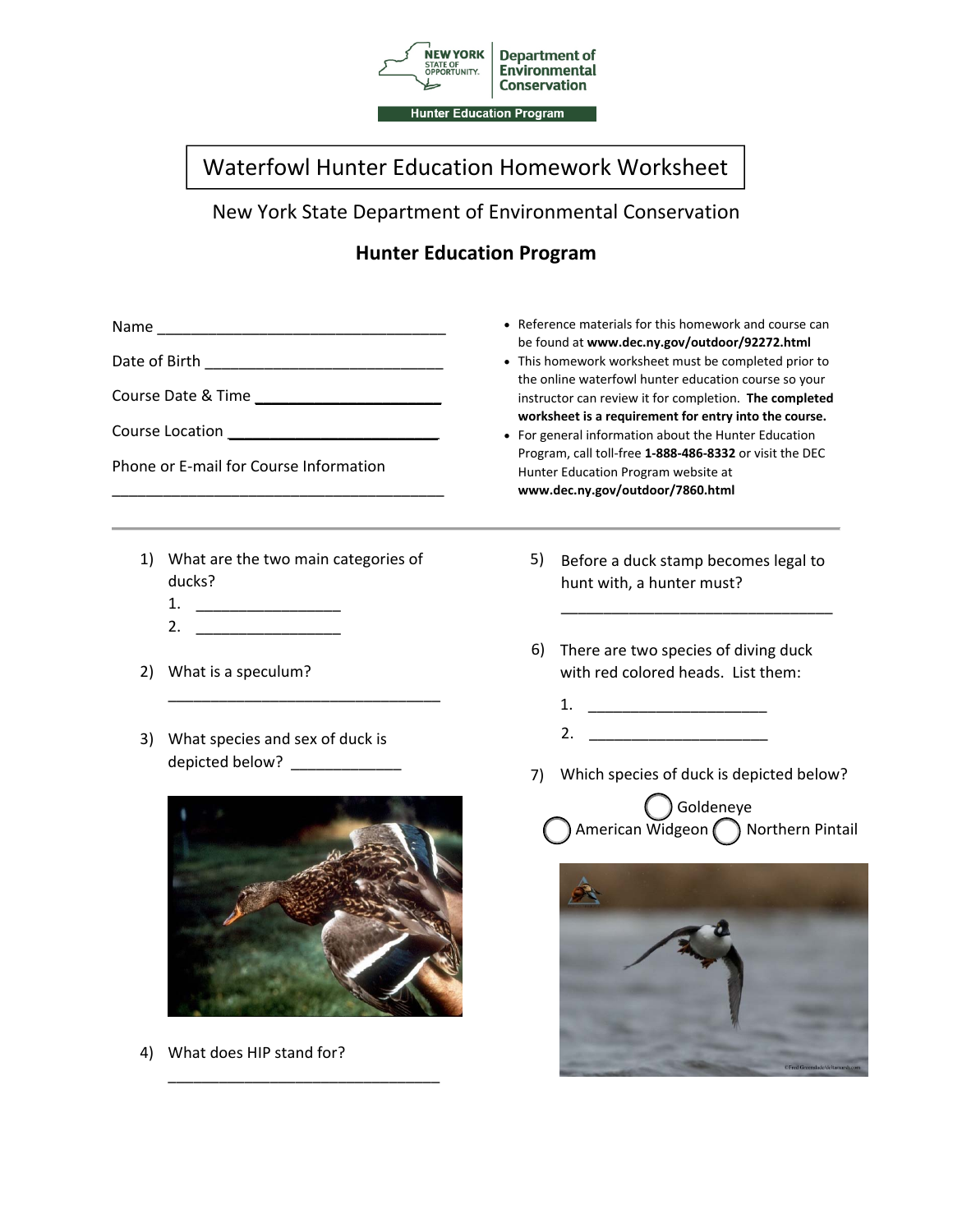Hunter Education Program

# Waterfowl Hunter Education Homework Worksheet

New York State Department of Environmental Conservation

## Hunter Education Program

Name ___________________________________

Date of Birth _____________________________

Course Date & Time ______________________

Course Location __________________________

Phone or E-mail for Course Information

_________________________________________

- Reference materials for this homework and course can be found at **www.dec.ny.gov/outdoor/92272.html**
- This homework worksheet must be completed prior to the online waterfowl hunter education course so your instructor can review it for completion. **The completed worksheet is a requirement for entry into the course.**
- For general information about the Hunter Education Program, call toll-free **1-888-486-8332** or visit the DEC Hunter Education Program website at **www.dec.ny.gov/outdoor/7860.html**

---

1) What are the two main categories of ducks?
   1. _________________
   2. _________________

2) What is a speculum?

   _________________________________

3) What species and sex of duck is depicted below? _____________

4) What does HIP stand for?

   _________________________________

5) Before a duck stamp becomes legal to hunt with, a hunter must?

   _________________________________

6) There are two species of diving duck with red colored heads. List them:
   1. _____________________
   2. _____________________

7) Which species of duck is depicted below?

   ◯ Goldeneye
   ◯ American Widgeon ◯ Northern Pintail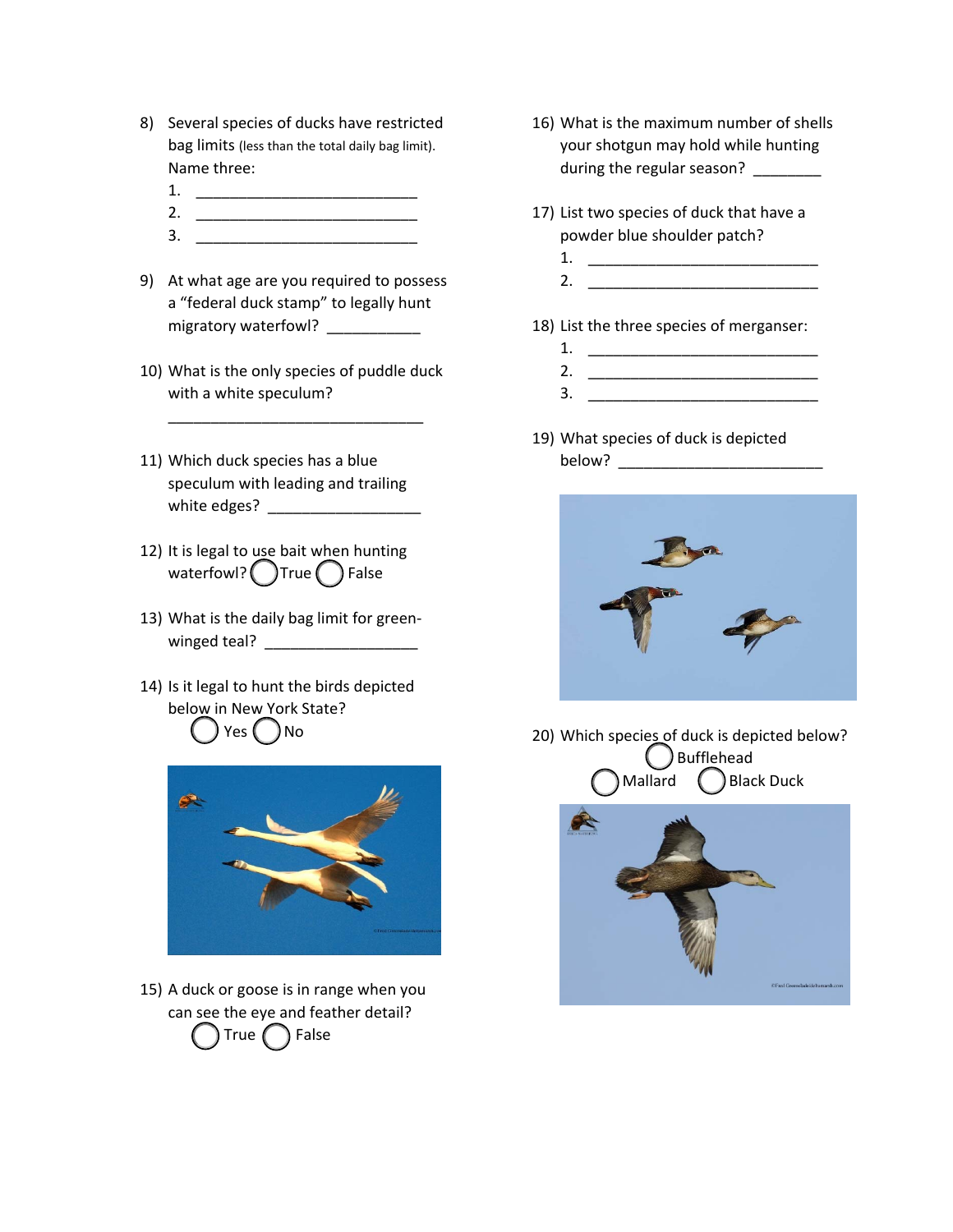8) Several species of ducks have restricted bag limits (less than the total daily bag limit). Name three:
   1. ___________________________
   2. ___________________________
   3. ___________________________

9) At what age are you required to possess a "federal duck stamp" to legally hunt migratory waterfowl? ___________

10) What is the only species of puddle duck with a white speculum?

    _______________________________

11) Which duck species has a blue speculum with leading and trailing white edges? __________________

12) It is legal to use bait when hunting waterfowl? ◯ True ◯ False

13) What is the daily bag limit for green-winged teal? __________________

14) Is it legal to hunt the birds depicted below in New York State?
    ◯ Yes ◯ No

15) A duck or goose is in range when you can see the eye and feather detail?
    ◯ True ◯ False

16) What is the maximum number of shells your shotgun may hold while hunting during the regular season? ________

17) List two species of duck that have a powder blue shoulder patch?
    1. ____________________________
    2. ____________________________

18) List the three species of merganser:
    1. ____________________________
    2. ____________________________
    3. ____________________________

19) What species of duck is depicted below? ________________________

20) Which species of duck is depicted below?
    ◯ Bufflehead
    ◯ Mallard ◯ Black Duck